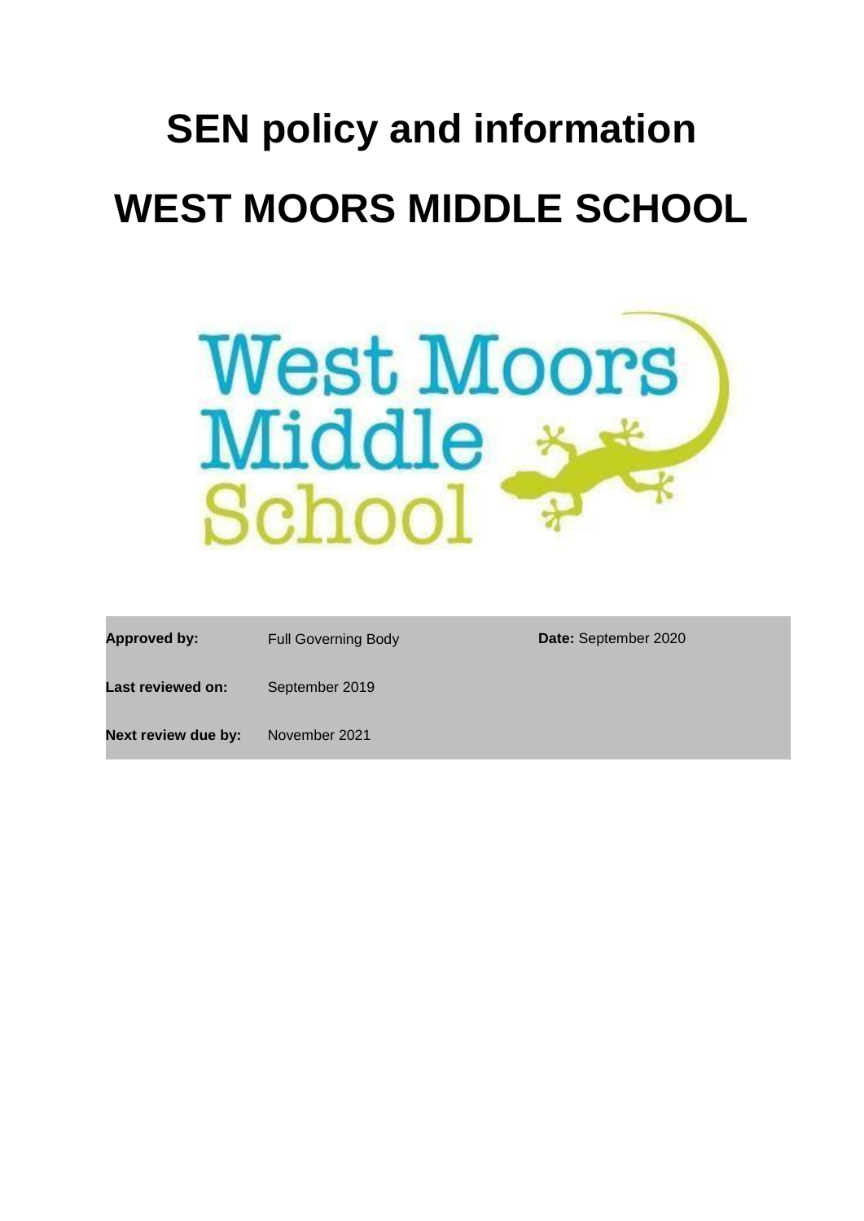# SEN policy and information

# WEST MOORS MIDDLE SCHOOL

| **Approved by:** | Full Governing Body | **Date:** September 2020 |
|---|---|---|
| **Last reviewed on:** | September 2019 | |
| **Next review due by:** | November 2021 | |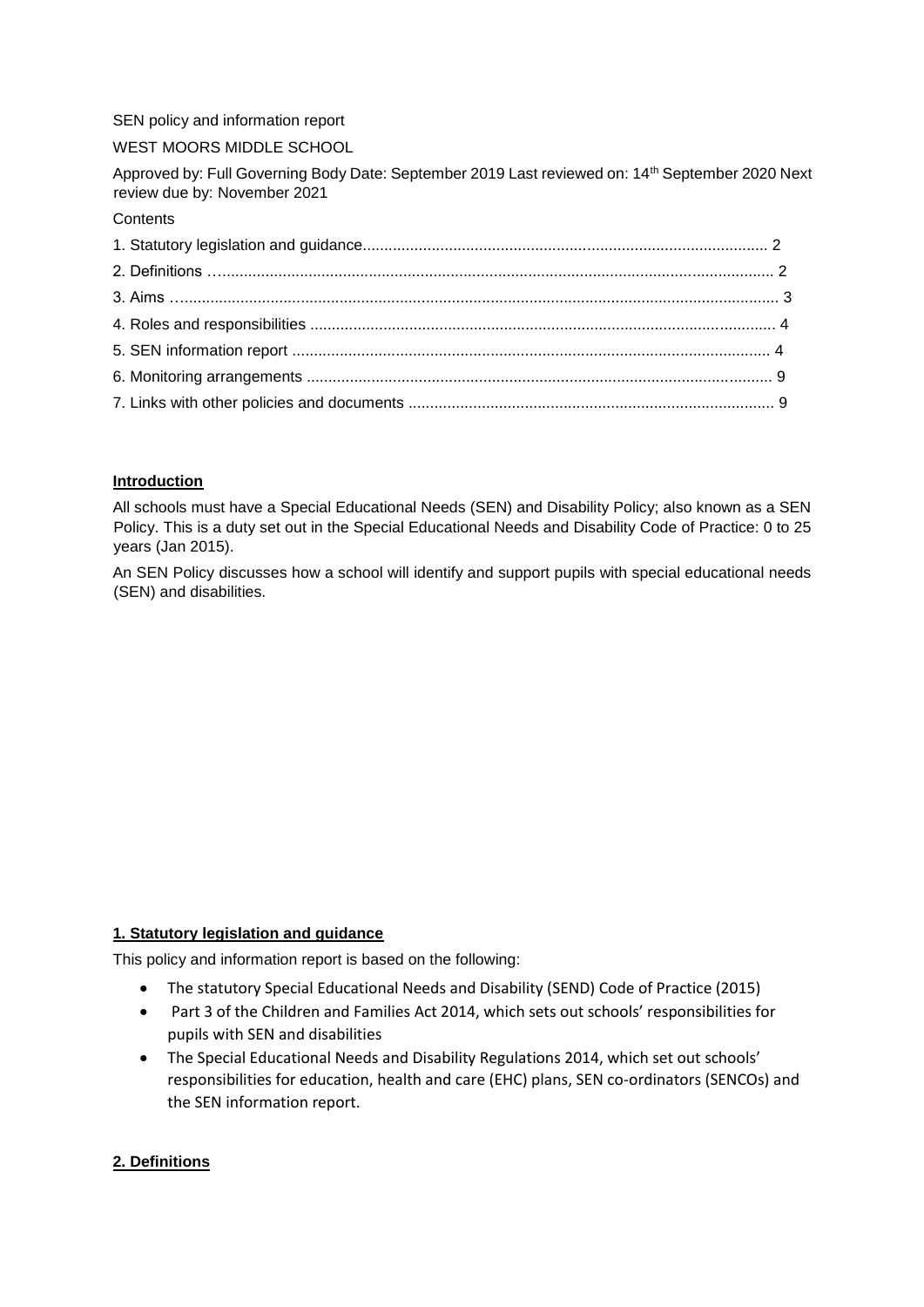SEN policy and information report

WEST MOORS MIDDLE SCHOOL

Approved by: Full Governing Body Date: September 2019 Last reviewed on: 14th September 2020 Next review due by: November 2021

Contents

1. Statutory legislation and guidance............................................................................................ 2
2. Definitions ….............................................................................................................................. 2
3. Aims …....................................................................................................................................... 3
4. Roles and responsibilities .......................................................................................................... 4
5. SEN information report ............................................................................................................. 4
6. Monitoring arrangements .......................................................................................................... 9
7. Links with other policies and documents .................................................................................... 9

## Introduction

All schools must have a Special Educational Needs (SEN) and Disability Policy; also known as a SEN Policy. This is a duty set out in the Special Educational Needs and Disability Code of Practice: 0 to 25 years (Jan 2015).

An SEN Policy discusses how a school will identify and support pupils with special educational needs (SEN) and disabilities.

## 1. Statutory legislation and guidance

This policy and information report is based on the following:

- The statutory Special Educational Needs and Disability (SEND) Code of Practice (2015)
- Part 3 of the Children and Families Act 2014, which sets out schools' responsibilities for pupils with SEN and disabilities
- The Special Educational Needs and Disability Regulations 2014, which set out schools' responsibilities for education, health and care (EHC) plans, SEN co-ordinators (SENCOs) and the SEN information report.

## 2. Definitions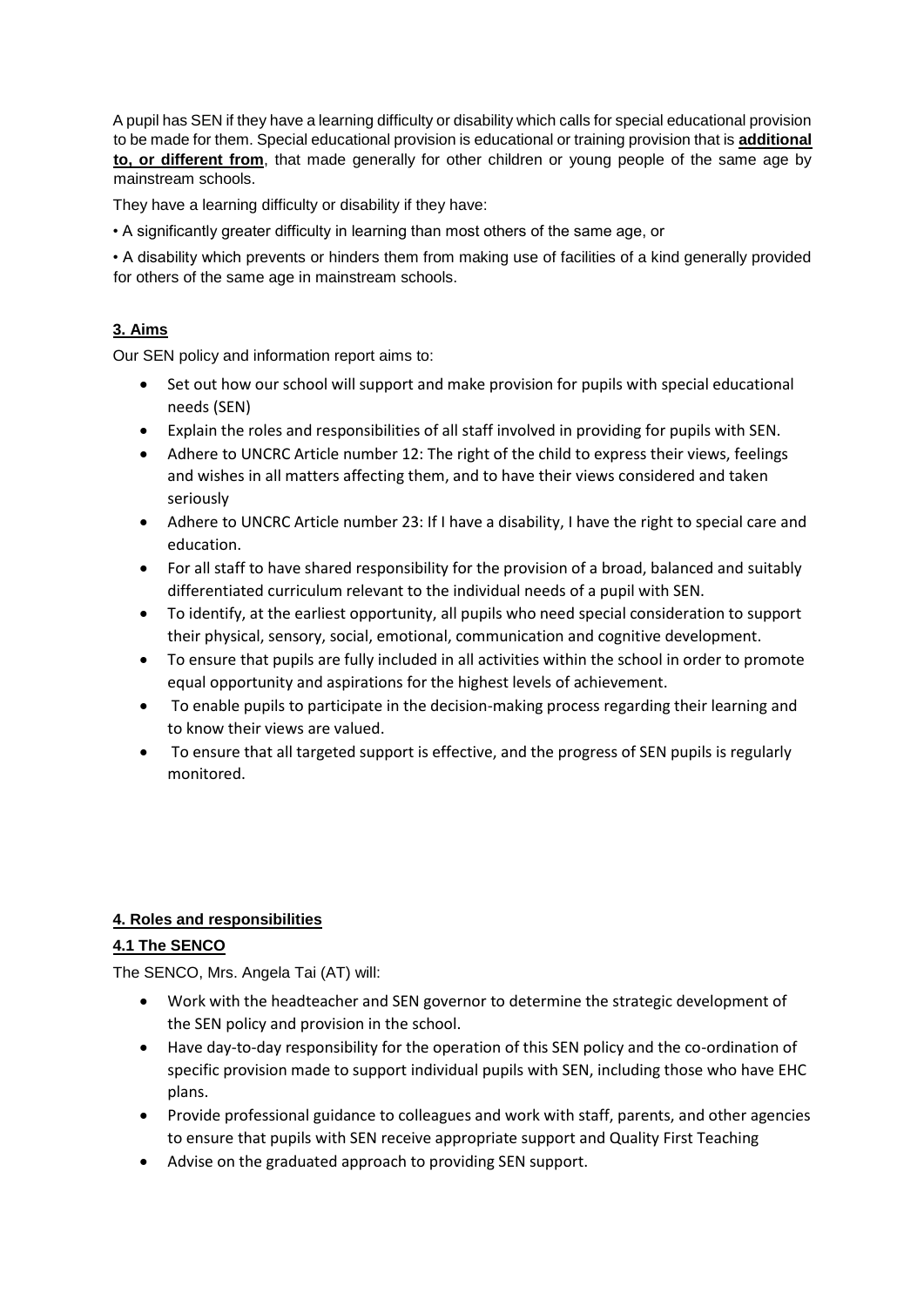A pupil has SEN if they have a learning difficulty or disability which calls for special educational provision to be made for them. Special educational provision is educational or training provision that is **additional to, or different from**, that made generally for other children or young people of the same age by mainstream schools.

They have a learning difficulty or disability if they have:

• A significantly greater difficulty in learning than most others of the same age, or

• A disability which prevents or hinders them from making use of facilities of a kind generally provided for others of the same age in mainstream schools.

## 3. Aims

Our SEN policy and information report aims to:

- Set out how our school will support and make provision for pupils with special educational needs (SEN)
- Explain the roles and responsibilities of all staff involved in providing for pupils with SEN.
- Adhere to UNCRC Article number 12: The right of the child to express their views, feelings and wishes in all matters affecting them, and to have their views considered and taken seriously
- Adhere to UNCRC Article number 23: If I have a disability, I have the right to special care and education.
- For all staff to have shared responsibility for the provision of a broad, balanced and suitably differentiated curriculum relevant to the individual needs of a pupil with SEN.
- To identify, at the earliest opportunity, all pupils who need special consideration to support their physical, sensory, social, emotional, communication and cognitive development.
- To ensure that pupils are fully included in all activities within the school in order to promote equal opportunity and aspirations for the highest levels of achievement.
- To enable pupils to participate in the decision-making process regarding their learning and to know their views are valued.
- To ensure that all targeted support is effective, and the progress of SEN pupils is regularly monitored.

## 4. Roles and responsibilities

### 4.1 The SENCO

The SENCO, Mrs. Angela Tai (AT) will:

- Work with the headteacher and SEN governor to determine the strategic development of the SEN policy and provision in the school.
- Have day-to-day responsibility for the operation of this SEN policy and the co-ordination of specific provision made to support individual pupils with SEN, including those who have EHC plans.
- Provide professional guidance to colleagues and work with staff, parents, and other agencies to ensure that pupils with SEN receive appropriate support and Quality First Teaching
- Advise on the graduated approach to providing SEN support.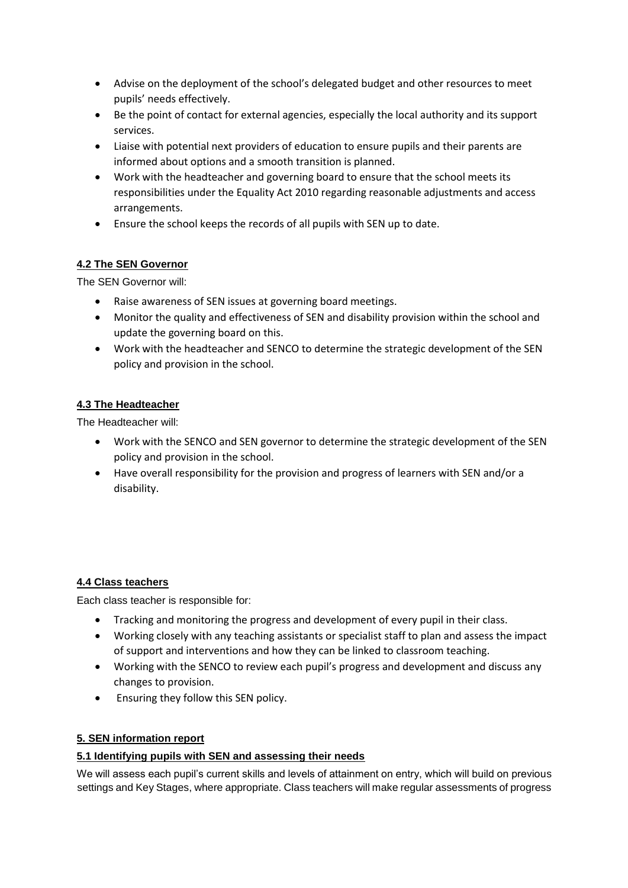- Advise on the deployment of the school's delegated budget and other resources to meet pupils' needs effectively.
- Be the point of contact for external agencies, especially the local authority and its support services.
- Liaise with potential next providers of education to ensure pupils and their parents are informed about options and a smooth transition is planned.
- Work with the headteacher and governing board to ensure that the school meets its responsibilities under the Equality Act 2010 regarding reasonable adjustments and access arrangements.
- Ensure the school keeps the records of all pupils with SEN up to date.

### 4.2 The SEN Governor

The SEN Governor will:

- Raise awareness of SEN issues at governing board meetings.
- Monitor the quality and effectiveness of SEN and disability provision within the school and update the governing board on this.
- Work with the headteacher and SENCO to determine the strategic development of the SEN policy and provision in the school.

### 4.3 The Headteacher

The Headteacher will:

- Work with the SENCO and SEN governor to determine the strategic development of the SEN policy and provision in the school.
- Have overall responsibility for the provision and progress of learners with SEN and/or a disability.

### 4.4 Class teachers

Each class teacher is responsible for:

- Tracking and monitoring the progress and development of every pupil in their class.
- Working closely with any teaching assistants or specialist staff to plan and assess the impact of support and interventions and how they can be linked to classroom teaching.
- Working with the SENCO to review each pupil's progress and development and discuss any changes to provision.
- Ensuring they follow this SEN policy.

## 5. SEN information report

### 5.1 Identifying pupils with SEN and assessing their needs

We will assess each pupil's current skills and levels of attainment on entry, which will build on previous settings and Key Stages, where appropriate. Class teachers will make regular assessments of progress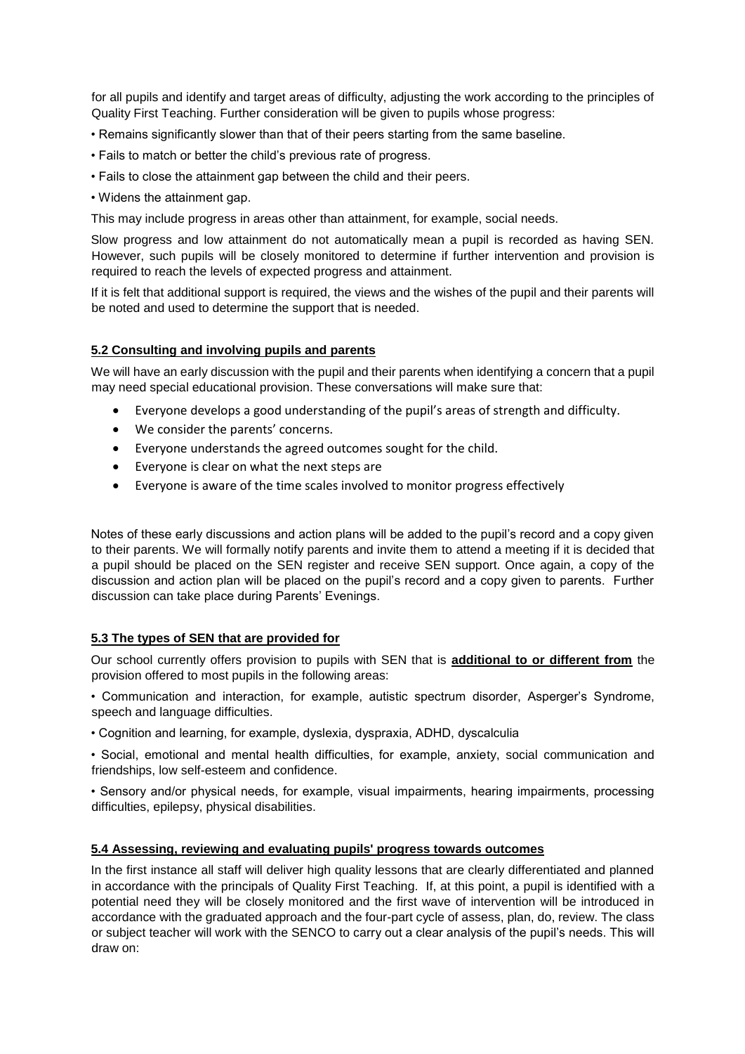for all pupils and identify and target areas of difficulty, adjusting the work according to the principles of Quality First Teaching. Further consideration will be given to pupils whose progress:

- Remains significantly slower than that of their peers starting from the same baseline.
- Fails to match or better the child's previous rate of progress.
- Fails to close the attainment gap between the child and their peers.
- Widens the attainment gap.

This may include progress in areas other than attainment, for example, social needs.

Slow progress and low attainment do not automatically mean a pupil is recorded as having SEN. However, such pupils will be closely monitored to determine if further intervention and provision is required to reach the levels of expected progress and attainment.

If it is felt that additional support is required, the views and the wishes of the pupil and their parents will be noted and used to determine the support that is needed.

### 5.2 Consulting and involving pupils and parents

We will have an early discussion with the pupil and their parents when identifying a concern that a pupil may need special educational provision. These conversations will make sure that:

- Everyone develops a good understanding of the pupil's areas of strength and difficulty.
- We consider the parents' concerns.
- Everyone understands the agreed outcomes sought for the child.
- Everyone is clear on what the next steps are
- Everyone is aware of the time scales involved to monitor progress effectively

Notes of these early discussions and action plans will be added to the pupil's record and a copy given to their parents. We will formally notify parents and invite them to attend a meeting if it is decided that a pupil should be placed on the SEN register and receive SEN support. Once again, a copy of the discussion and action plan will be placed on the pupil's record and a copy given to parents. Further discussion can take place during Parents' Evenings.

### 5.3 The types of SEN that are provided for

Our school currently offers provision to pupils with SEN that is **additional to or different from** the provision offered to most pupils in the following areas:

- Communication and interaction, for example, autistic spectrum disorder, Asperger's Syndrome, speech and language difficulties.
- Cognition and learning, for example, dyslexia, dyspraxia, ADHD, dyscalculia
- Social, emotional and mental health difficulties, for example, anxiety, social communication and friendships, low self-esteem and confidence.
- Sensory and/or physical needs, for example, visual impairments, hearing impairments, processing difficulties, epilepsy, physical disabilities.

### 5.4 Assessing, reviewing and evaluating pupils' progress towards outcomes

In the first instance all staff will deliver high quality lessons that are clearly differentiated and planned in accordance with the principals of Quality First Teaching. If, at this point, a pupil is identified with a potential need they will be closely monitored and the first wave of intervention will be introduced in accordance with the graduated approach and the four-part cycle of assess, plan, do, review. The class or subject teacher will work with the SENCO to carry out a clear analysis of the pupil's needs. This will draw on: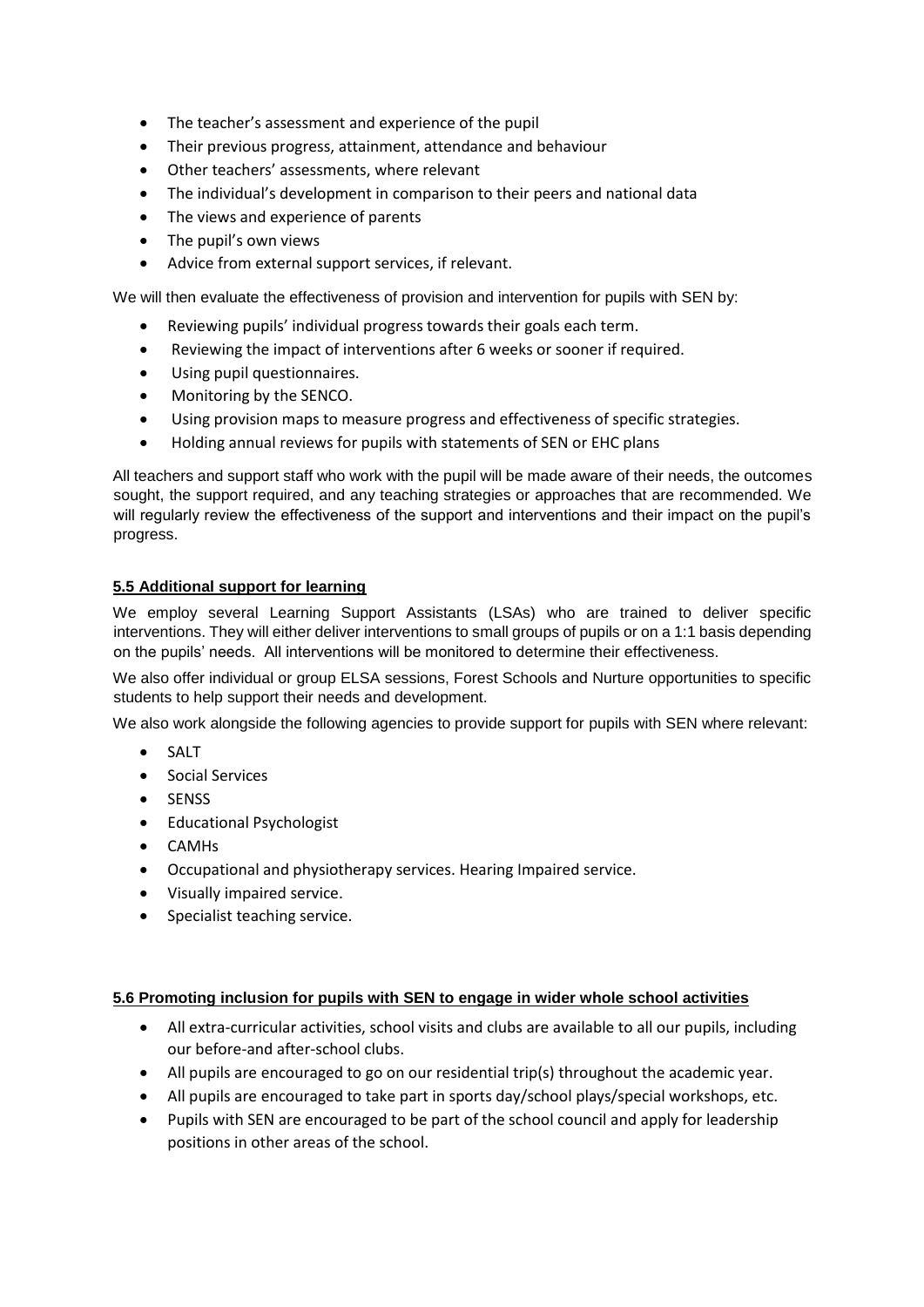- The teacher's assessment and experience of the pupil
- Their previous progress, attainment, attendance and behaviour
- Other teachers' assessments, where relevant
- The individual's development in comparison to their peers and national data
- The views and experience of parents
- The pupil's own views
- Advice from external support services, if relevant.

We will then evaluate the effectiveness of provision and intervention for pupils with SEN by:

- Reviewing pupils' individual progress towards their goals each term.
- Reviewing the impact of interventions after 6 weeks or sooner if required.
- Using pupil questionnaires.
- Monitoring by the SENCO.
- Using provision maps to measure progress and effectiveness of specific strategies.
- Holding annual reviews for pupils with statements of SEN or EHC plans

All teachers and support staff who work with the pupil will be made aware of their needs, the outcomes sought, the support required, and any teaching strategies or approaches that are recommended. We will regularly review the effectiveness of the support and interventions and their impact on the pupil's progress.

### 5.5 Additional support for learning

We employ several Learning Support Assistants (LSAs) who are trained to deliver specific interventions. They will either deliver interventions to small groups of pupils or on a 1:1 basis depending on the pupils' needs. All interventions will be monitored to determine their effectiveness.

We also offer individual or group ELSA sessions, Forest Schools and Nurture opportunities to specific students to help support their needs and development.

We also work alongside the following agencies to provide support for pupils with SEN where relevant:

- SALT
- Social Services
- SENSS
- Educational Psychologist
- CAMHs
- Occupational and physiotherapy services. Hearing Impaired service.
- Visually impaired service.
- Specialist teaching service.

### 5.6 Promoting inclusion for pupils with SEN to engage in wider whole school activities

- All extra-curricular activities, school visits and clubs are available to all our pupils, including our before-and after-school clubs.
- All pupils are encouraged to go on our residential trip(s) throughout the academic year.
- All pupils are encouraged to take part in sports day/school plays/special workshops, etc.
- Pupils with SEN are encouraged to be part of the school council and apply for leadership positions in other areas of the school.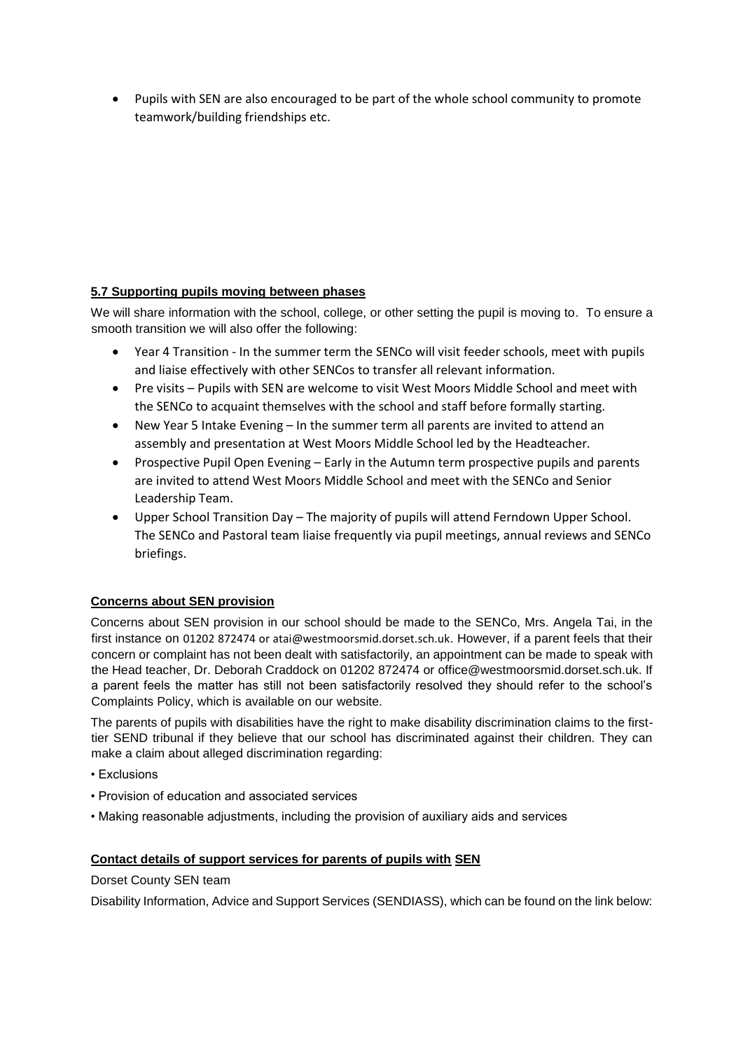- Pupils with SEN are also encouraged to be part of the whole school community to promote teamwork/building friendships etc.

### 5.7 Supporting pupils moving between phases

We will share information with the school, college, or other setting the pupil is moving to. To ensure a smooth transition we will also offer the following:

- Year 4 Transition - In the summer term the SENCo will visit feeder schools, meet with pupils and liaise effectively with other SENCos to transfer all relevant information.
- Pre visits – Pupils with SEN are welcome to visit West Moors Middle School and meet with the SENCo to acquaint themselves with the school and staff before formally starting.
- New Year 5 Intake Evening – In the summer term all parents are invited to attend an assembly and presentation at West Moors Middle School led by the Headteacher.
- Prospective Pupil Open Evening – Early in the Autumn term prospective pupils and parents are invited to attend West Moors Middle School and meet with the SENCo and Senior Leadership Team.
- Upper School Transition Day – The majority of pupils will attend Ferndown Upper School. The SENCo and Pastoral team liaise frequently via pupil meetings, annual reviews and SENCo briefings.

### Concerns about SEN provision

Concerns about SEN provision in our school should be made to the SENCo, Mrs. Angela Tai, in the first instance on 01202 872474 or atai@westmoorsmid.dorset.sch.uk. However, if a parent feels that their concern or complaint has not been dealt with satisfactorily, an appointment can be made to speak with the Head teacher, Dr. Deborah Craddock on 01202 872474 or office@westmoorsmid.dorset.sch.uk. If a parent feels the matter has still not been satisfactorily resolved they should refer to the school's Complaints Policy, which is available on our website.

The parents of pupils with disabilities have the right to make disability discrimination claims to the first-tier SEND tribunal if they believe that our school has discriminated against their children. They can make a claim about alleged discrimination regarding:

- Exclusions
- Provision of education and associated services
- Making reasonable adjustments, including the provision of auxiliary aids and services

### Contact details of support services for parents of pupils with SEN

Dorset County SEN team

Disability Information, Advice and Support Services (SENDIASS), which can be found on the link below: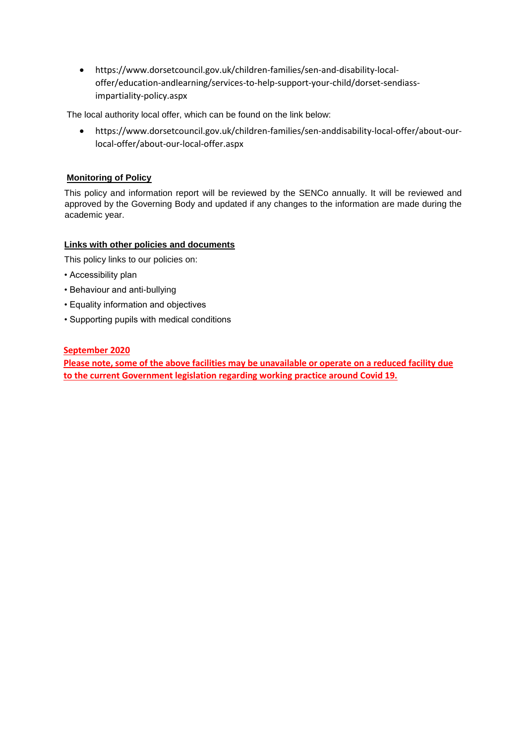- https://www.dorsetcouncil.gov.uk/children-families/sen-and-disability-local-offer/education-andlearning/services-to-help-support-your-child/dorset-sendiass-impartiality-policy.aspx

The local authority local offer, which can be found on the link below:

- https://www.dorsetcouncil.gov.uk/children-families/sen-anddisability-local-offer/about-our-local-offer/about-our-local-offer.aspx

### Monitoring of Policy

This policy and information report will be reviewed by the SENCo annually. It will be reviewed and approved by the Governing Body and updated if any changes to the information are made during the academic year.

### Links with other policies and documents

This policy links to our policies on:

- Accessibility plan
- Behaviour and anti-bullying
- Equality information and objectives
- Supporting pupils with medical conditions

**September 2020**

**Please note, some of the above facilities may be unavailable or operate on a reduced facility due to the current Government legislation regarding working practice around Covid 19.**